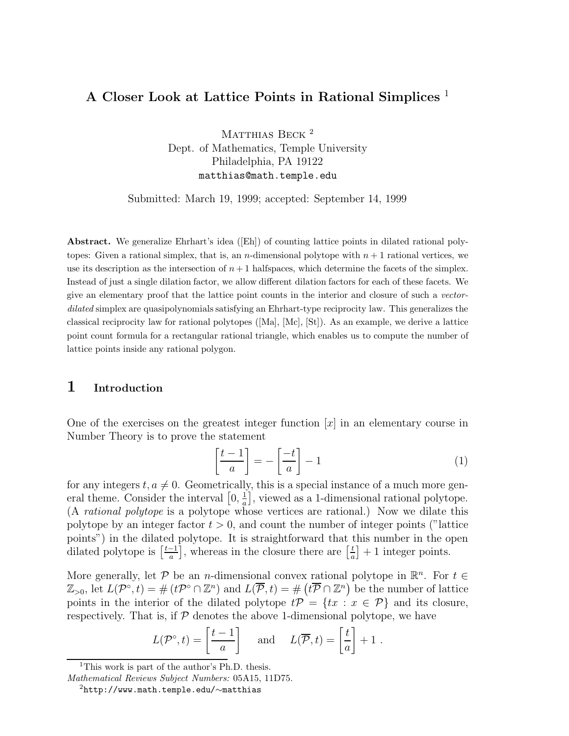# A Closer Look at Lattice Points in Rational Simplices [1]

MATTHIAS BECK [2]
Dept. of Mathematics, Temple University
Philadelphia, PA 19122
matthias@math.temple.edu

Submitted: March 19, 1999; accepted: September 14, 1999

**Abstract.** We generalize Ehrhart's idea ([Eh]) of counting lattice points in dilated rational polytopes: Given a rational simplex, that is, an $n$-dimensional polytope with $n+1$ rational vertices, we use its description as the intersection of $n+1$ halfspaces, which determine the facets of the simplex. Instead of just a single dilation factor, we allow different dilation factors for each of these facets. We give an elementary proof that the lattice point counts in the interior and closure of such a *vector-dilated* simplex are quasipolynomials satisfying an Ehrhart-type reciprocity law. This generalizes the classical reciprocity law for rational polytopes ([Ma], [Mc], [St]). As an example, we derive a lattice point count formula for a rectangular rational triangle, which enables us to compute the number of lattice points inside any rational polygon.

## 1 Introduction

One of the exercises on the greatest integer function $[x]$ in an elementary course in Number Theory is to prove the statement

$$\left[\frac{t-1}{a}\right] = -\left[\frac{-t}{a}\right] - 1 \tag{1}$$

for any integers $t, a \neq 0$. Geometrically, this is a special instance of a much more general theme. Consider the interval $\left[0, \frac{1}{a}\right]$, viewed as a 1-dimensional rational polytope. (A *rational polytope* is a polytope whose vertices are rational.) Now we dilate this polytope by an integer factor $t > 0$, and count the number of integer points ("lattice points") in the dilated polytope. It is straightforward that this number in the open dilated polytope is $\left[\frac{t-1}{a}\right]$, whereas in the closure there are $\left[\frac{t}{a}\right] + 1$ integer points.

More generally, let $\mathcal{P}$ be an $n$-dimensional convex rational polytope in $\mathbb{R}^n$. For $t \in \mathbb{Z}_{>0}$, let $L(\mathcal{P}^\circ, t) = \#\left(t\mathcal{P}^\circ \cap \mathbb{Z}^n\right)$ and $L(\overline{\mathcal{P}}, t) = \#\left(t\overline{\mathcal{P}} \cap \mathbb{Z}^n\right)$ be the number of lattice points in the interior of the dilated polytope $t\mathcal{P} = \{tx : x \in \mathcal{P}\}$ and its closure, respectively. That is, if $\mathcal{P}$ denotes the above 1-dimensional polytope, we have

$$L(\mathcal{P}^\circ, t) = \left[\frac{t-1}{a}\right] \quad \text{and} \quad L(\overline{\mathcal{P}}, t) = \left[\frac{t}{a}\right] + 1 .$$

[1] This work is part of the author's Ph.D. thesis.
*Mathematical Reviews Subject Numbers:* 05A15, 11D75.
[2] http://www.math.temple.edu/~matthias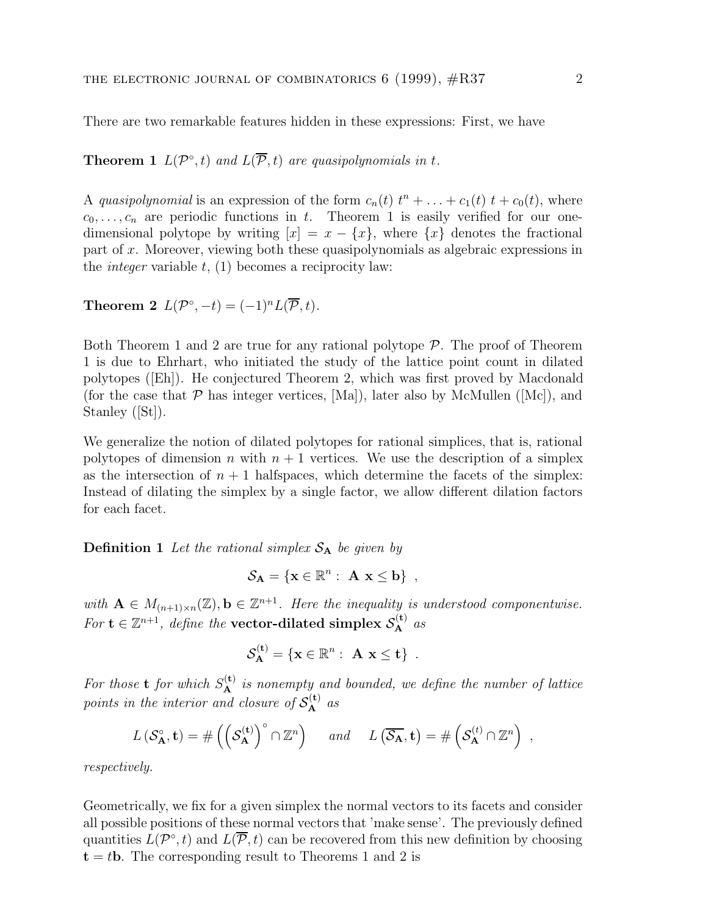There are two remarkable features hidden in these expressions: First, we have

**Theorem 1** *$L(\mathcal{P}^\circ, t)$ and $L(\overline{\mathcal{P}}, t)$ are quasipolynomials in $t$.*

A *quasipolynomial* is an expression of the form $c_n(t)\ t^n + \ldots + c_1(t)\ t + c_0(t)$, where $c_0, \ldots, c_n$ are periodic functions in $t$. Theorem 1 is easily verified for our one-dimensional polytope by writing $[x] = x - \{x\}$, where $\{x\}$ denotes the fractional part of $x$. Moreover, viewing both these quasipolynomials as algebraic expressions in the *integer* variable $t$, (1) becomes a reciprocity law:

**Theorem 2** $L(\mathcal{P}^\circ, -t) = (-1)^n L(\overline{\mathcal{P}}, t)$.

Both Theorem 1 and 2 are true for any rational polytope $\mathcal{P}$. The proof of Theorem 1 is due to Ehrhart, who initiated the study of the lattice point count in dilated polytopes ([Eh]). He conjectured Theorem 2, which was first proved by Macdonald (for the case that $\mathcal{P}$ has integer vertices, [Ma]), later also by McMullen ([Mc]), and Stanley ([St]).

We generalize the notion of dilated polytopes for rational simplices, that is, rational polytopes of dimension $n$ with $n+1$ vertices. We use the description of a simplex as the intersection of $n+1$ halfspaces, which determine the facets of the simplex: Instead of dilating the simplex by a single factor, we allow different dilation factors for each facet.

**Definition 1** *Let the rational simplex $\mathcal{S}_\mathbf{A}$ be given by*

$$\mathcal{S}_\mathbf{A} = \{\mathbf{x} \in \mathbb{R}^n : \ \mathbf{A}\ \mathbf{x} \leq \mathbf{b}\} \ ,$$

*with $\mathbf{A} \in M_{(n+1)\times n}(\mathbb{Z}), \mathbf{b} \in \mathbb{Z}^{n+1}$. Here the inequality is understood componentwise. For $\mathbf{t} \in \mathbb{Z}^{n+1}$, define the* **vector-dilated simplex** *$\mathcal{S}_\mathbf{A}^{(\mathbf{t})}$ as*

$$\mathcal{S}_\mathbf{A}^{(\mathbf{t})} = \{\mathbf{x} \in \mathbb{R}^n : \ \mathbf{A}\ \mathbf{x} \leq \mathbf{t}\} \ .$$

*For those $\mathbf{t}$ for which $S_\mathbf{A}^{(\mathbf{t})}$ is nonempty and bounded, we define the number of lattice points in the interior and closure of $\mathcal{S}_\mathbf{A}^{(\mathbf{t})}$ as*

$$L\left(\mathcal{S}_\mathbf{A}^\circ, \mathbf{t}\right) = \#\left(\left(\mathcal{S}_\mathbf{A}^{(\mathbf{t})}\right)^\circ \cap \mathbb{Z}^n\right) \qquad and \qquad L\left(\overline{\mathcal{S}_\mathbf{A}}, \mathbf{t}\right) = \#\left(\mathcal{S}_\mathbf{A}^{(t)} \cap \mathbb{Z}^n\right) \ ,$$

*respectively.*

Geometrically, we fix for a given simplex the normal vectors to its facets and consider all possible positions of these normal vectors that 'make sense'. The previously defined quantities $L(\mathcal{P}^\circ, t)$ and $L(\overline{\mathcal{P}}, t)$ can be recovered from this new definition by choosing $\mathbf{t} = t\mathbf{b}$. The corresponding result to Theorems 1 and 2 is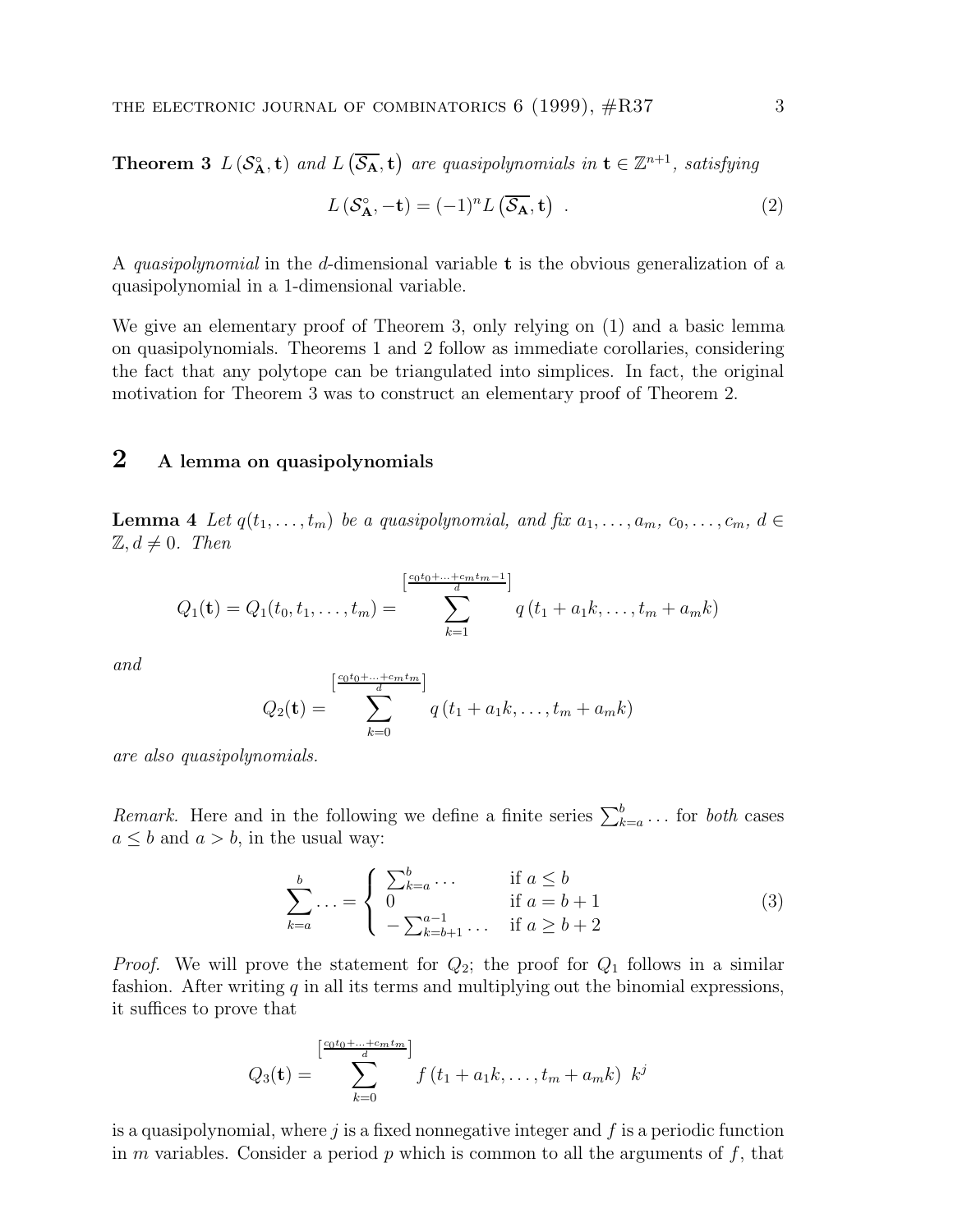**Theorem 3** *$L\left(\mathcal{S}_{\mathbf{A}}^{\circ}, \mathbf{t}\right)$ and $L\left(\overline{\mathcal{S}_{\mathbf{A}}}, \mathbf{t}\right)$ are quasipolynomials in $\mathbf{t} \in \mathbb{Z}^{n+1}$, satisfying*

$$L\left(\mathcal{S}_{\mathbf{A}}^{\circ}, -\mathbf{t}\right) = (-1)^n L\left(\overline{\mathcal{S}_{\mathbf{A}}}, \mathbf{t}\right) \ . \tag{2}$$

A *quasipolynomial* in the $d$-dimensional variable $\mathbf{t}$ is the obvious generalization of a quasipolynomial in a 1-dimensional variable.

We give an elementary proof of Theorem 3, only relying on (1) and a basic lemma on quasipolynomials. Theorems 1 and 2 follow as immediate corollaries, considering the fact that any polytope can be triangulated into simplices. In fact, the original motivation for Theorem 3 was to construct an elementary proof of Theorem 2.

## 2 A lemma on quasipolynomials

**Lemma 4** *Let $q(t_1, \ldots, t_m)$ be a quasipolynomial, and fix $a_1, \ldots, a_m,\ c_0, \ldots, c_m,\ d \in \mathbb{Z}, d \neq 0$. Then*

$$Q_1(\mathbf{t}) = Q_1(t_0, t_1, \ldots, t_m) = \sum_{k=1}^{\left[\frac{c_0 t_0 + \ldots + c_m t_m - 1}{d}\right]} q\left(t_1 + a_1 k, \ldots, t_m + a_m k\right)$$

*and*

$$Q_2(\mathbf{t}) = \sum_{k=0}^{\left[\frac{c_0 t_0 + \ldots + c_m t_m}{d}\right]} q\left(t_1 + a_1 k, \ldots, t_m + a_m k\right)$$

*are also quasipolynomials.*

*Remark.* Here and in the following we define a finite series $\sum_{k=a}^{b} \ldots$ for *both* cases $a \leq b$ and $a > b$, in the usual way:

$$\sum_{k=a}^{b} \ldots = \begin{cases} \sum_{k=a}^{b} \cdots & \text{if } a \leq b \\ 0 & \text{if } a = b+1 \\ -\sum_{k=b+1}^{a-1} \cdots & \text{if } a \geq b+2 \end{cases} \tag{3}$$

*Proof.* We will prove the statement for $Q_2$; the proof for $Q_1$ follows in a similar fashion. After writing $q$ in all its terms and multiplying out the binomial expressions, it suffices to prove that

$$Q_3(\mathbf{t}) = \sum_{k=0}^{\left[\frac{c_0 t_0 + \ldots + c_m t_m}{d}\right]} f\left(t_1 + a_1 k, \ldots, t_m + a_m k\right)\ k^j$$

is a quasipolynomial, where $j$ is a fixed nonnegative integer and $f$ is a periodic function in $m$ variables. Consider a period $p$ which is common to all the arguments of $f$, that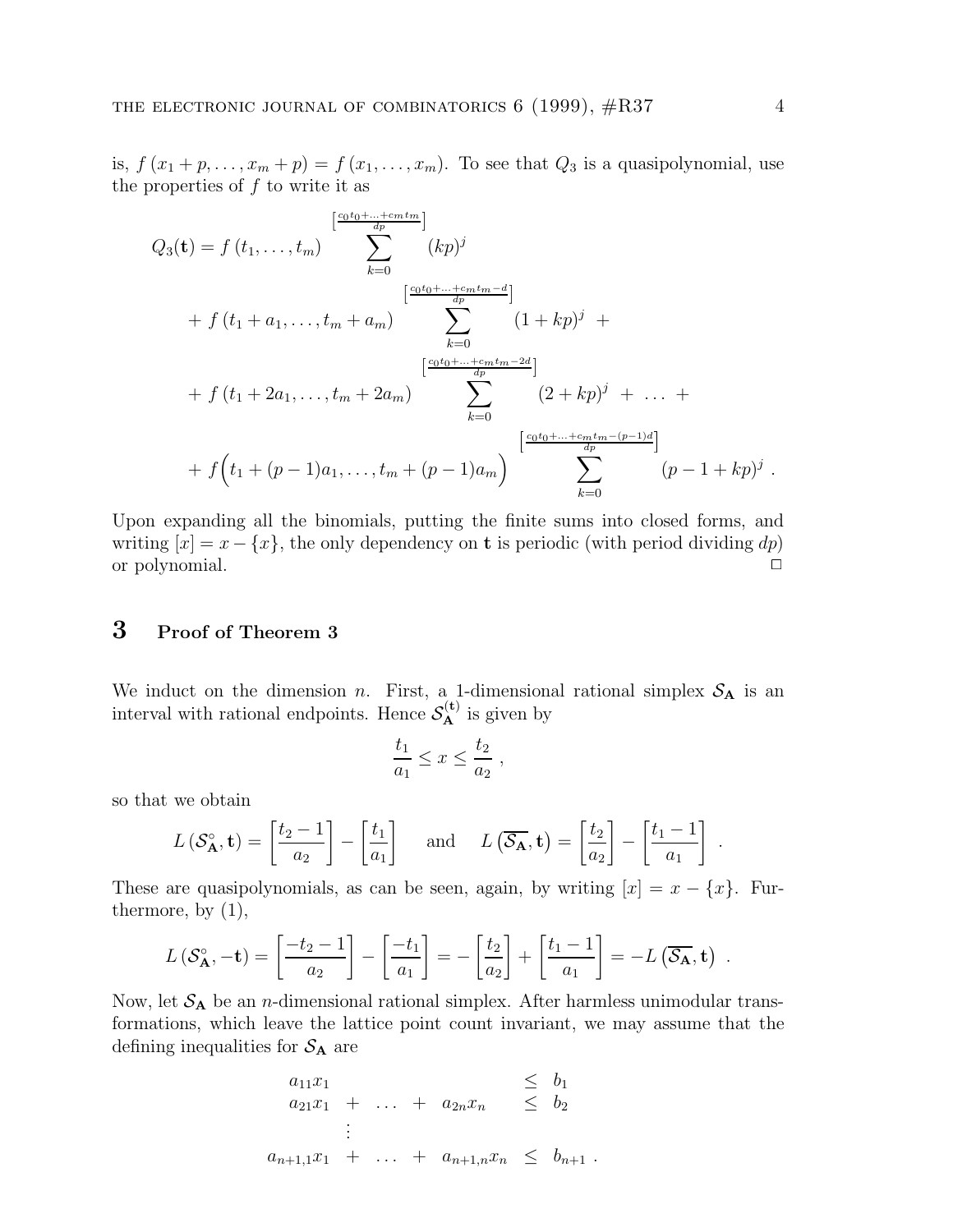is, $f(x_1 + p, \ldots, x_m + p) = f(x_1, \ldots, x_m)$. To see that $Q_3$ is a quasipolynomial, use the properties of $f$ to write it as

$$
\begin{aligned}
Q_3(\mathbf{t}) = {} & f(t_1, \ldots, t_m) \sum_{k=0}^{\left[\frac{c_0 t_0 + \ldots + c_m t_m}{dp}\right]} (kp)^j \\
& + f(t_1 + a_1, \ldots, t_m + a_m) \sum_{k=0}^{\left[\frac{c_0 t_0 + \ldots + c_m t_m - d}{dp}\right]} (1 + kp)^j \; + \\
& + f(t_1 + 2a_1, \ldots, t_m + 2a_m) \sum_{k=0}^{\left[\frac{c_0 t_0 + \ldots + c_m t_m - 2d}{dp}\right]} (2 + kp)^j \; + \; \ldots \; + \\
& + f\Big(t_1 + (p-1)a_1, \ldots, t_m + (p-1)a_m\Big) \sum_{k=0}^{\left[\frac{c_0 t_0 + \ldots + c_m t_m - (p-1)d}{dp}\right]} (p - 1 + kp)^j \; .
\end{aligned}
$$

Upon expanding all the binomials, putting the finite sums into closed forms, and writing $[x] = x - \{x\}$, the only dependency on $\mathbf{t}$ is periodic (with period dividing $dp$) or polynomial. $\square$

## 3 Proof of Theorem 3

We induct on the dimension $n$. First, a 1-dimensional rational simplex $\mathcal{S}_{\mathbf{A}}$ is an interval with rational endpoints. Hence $\mathcal{S}_{\mathbf{A}}^{(\mathbf{t})}$ is given by

$$
\frac{t_1}{a_1} \leq x \leq \frac{t_2}{a_2} \; ,
$$

so that we obtain

$$
L\left(\mathcal{S}_{\mathbf{A}}^{\circ}, \mathbf{t}\right) = \left[\frac{t_2 - 1}{a_2}\right] - \left[\frac{t_1}{a_1}\right] \quad \text{ and } \quad L\left(\overline{\mathcal{S}_{\mathbf{A}}}, \mathbf{t}\right) = \left[\frac{t_2}{a_2}\right] - \left[\frac{t_1 - 1}{a_1}\right] \; .
$$

These are quasipolynomials, as can be seen, again, by writing $[x] = x - \{x\}$. Furthermore, by (1),

$$
L\left(\mathcal{S}_{\mathbf{A}}^{\circ}, -\mathbf{t}\right) = \left[\frac{-t_2 - 1}{a_2}\right] - \left[\frac{-t_1}{a_1}\right] = -\left[\frac{t_2}{a_2}\right] + \left[\frac{t_1 - 1}{a_1}\right] = -L\left(\overline{\mathcal{S}_{\mathbf{A}}}, \mathbf{t}\right) \; .
$$

Now, let $\mathcal{S}_{\mathbf{A}}$ be an $n$-dimensional rational simplex. After harmless unimodular transformations, which leave the lattice point count invariant, we may assume that the defining inequalities for $\mathcal{S}_{\mathbf{A}}$ are

$$
\begin{array}{rcccl}
a_{11}x_1 & & & & \leq \; b_1 \\
a_{21}x_1 & + & \ldots & + \; a_{2n}x_n & \leq \; b_2 \\
& \vdots & & & \\
a_{n+1,1}x_1 & + & \ldots & + \; a_{n+1,n}x_n & \leq \; b_{n+1} \; .
\end{array}
$$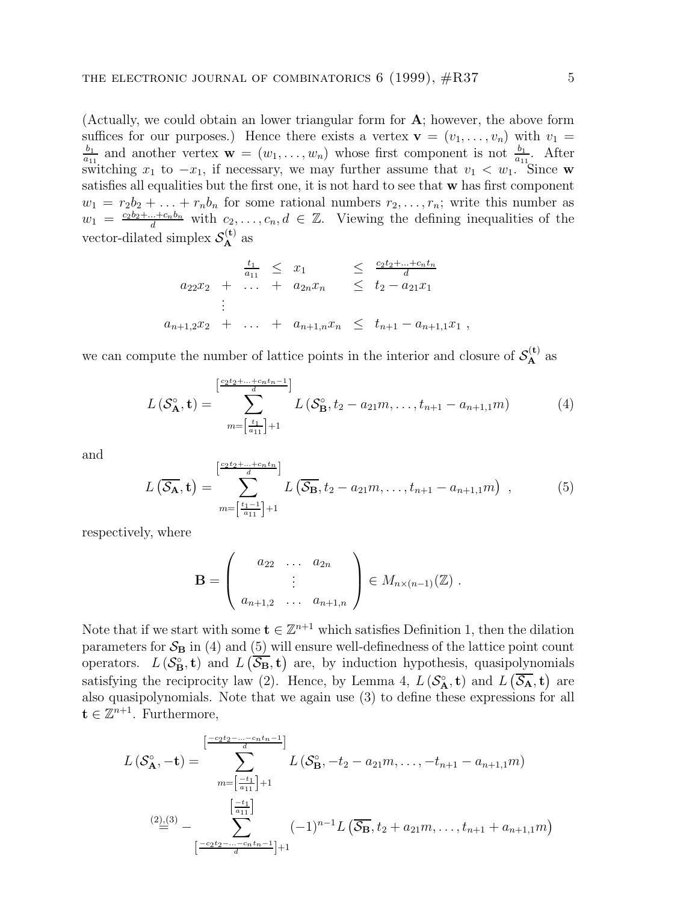(Actually, we could obtain an lower triangular form for $\mathbf{A}$; however, the above form suffices for our purposes.) Hence there exists a vertex $\mathbf{v} = (v_1, \ldots, v_n)$ with $v_1 = \frac{b_1}{a_{11}}$ and another vertex $\mathbf{w} = (w_1, \ldots, w_n)$ whose first component is not $\frac{b_1}{a_{11}}$. After switching $x_1$ to $-x_1$, if necessary, we may further assume that $v_1 < w_1$. Since $\mathbf{w}$ satisfies all equalities but the first one, it is not hard to see that $\mathbf{w}$ has first component $w_1 = r_2 b_2 + \ldots + r_n b_n$ for some rational numbers $r_2, \ldots, r_n$; write this number as $w_1 = \frac{c_2 b_2 + \ldots + c_n b_n}{d}$ with $c_2, \ldots, c_n, d \in \mathbb{Z}$. Viewing the defining inequalities of the vector-dilated simplex $\mathcal{S}_{\mathbf{A}}^{(\mathbf{t})}$ as

$$
\begin{array}{ccccccc}
 & \frac{t_1}{a_{11}} & \leq & x_1 & & \leq & \frac{c_2 t_2 + \ldots + c_n t_n}{d} \\
a_{22} x_2 & + & \ldots & + & a_{2n} x_n & \leq & t_2 - a_{21} x_1 \\
\vdots & & & & & & \\
a_{n+1,2} x_2 & + & \ldots & + & a_{n+1,n} x_n & \leq & t_{n+1} - a_{n+1,1} x_1 \ ,
\end{array}
$$

we can compute the number of lattice points in the interior and closure of $\mathcal{S}_{\mathbf{A}}^{(\mathbf{t})}$ as

$$
L\left(\mathcal{S}_{\mathbf{A}}^{\circ}, \mathbf{t}\right) = \sum_{m = \left[\frac{t_1}{a_{11}}\right] + 1}^{\left[\frac{c_2 t_2 + \ldots + c_n t_n - 1}{d}\right]} L\left(\mathcal{S}_{\mathbf{B}}^{\circ}, t_2 - a_{21} m, \ldots, t_{n+1} - a_{n+1,1} m\right) \tag{4}
$$

and

$$
L\left(\overline{\mathcal{S}_{\mathbf{A}}}, \mathbf{t}\right) = \sum_{m = \left[\frac{t_1 - 1}{a_{11}}\right] + 1}^{\left[\frac{c_2 t_2 + \ldots + c_n t_n}{d}\right]} L\left(\overline{\mathcal{S}_{\mathbf{B}}}, t_2 - a_{21} m, \ldots, t_{n+1} - a_{n+1,1} m\right) \ , \tag{5}
$$

respectively, where

$$
\mathbf{B} = \begin{pmatrix} a_{22} & \ldots & a_{2n} \\ & \vdots & \\ a_{n+1,2} & \ldots & a_{n+1,n} \end{pmatrix} \in M_{n \times (n-1)}(\mathbb{Z}) \ .
$$

Note that if we start with some $\mathbf{t} \in \mathbb{Z}^{n+1}$ which satisfies Definition 1, then the dilation parameters for $\mathcal{S}_{\mathbf{B}}$ in (4) and (5) will ensure well-definedness of the lattice point count operators. $L\left(\mathcal{S}_{\mathbf{B}}^{\circ}, \mathbf{t}\right)$ and $L\left(\overline{\mathcal{S}_{\mathbf{B}}}, \mathbf{t}\right)$ are, by induction hypothesis, quasipolynomials satisfying the reciprocity law (2). Hence, by Lemma 4, $L\left(\mathcal{S}_{\mathbf{A}}^{\circ}, \mathbf{t}\right)$ and $L\left(\overline{\mathcal{S}_{\mathbf{A}}}, \mathbf{t}\right)$ are also quasipolynomials. Note that we again use (3) to define these expressions for all $\mathbf{t} \in \mathbb{Z}^{n+1}$. Furthermore,

$$
\begin{aligned}
L\left(\mathcal{S}_{\mathbf{A}}^{\circ}, -\mathbf{t}\right) &= \sum_{m = \left[\frac{-t_1}{a_{11}}\right] + 1}^{\left[\frac{-c_2 t_2 - \ldots - c_n t_n - 1}{d}\right]} L\left(\mathcal{S}_{\mathbf{B}}^{\circ}, -t_2 - a_{21} m, \ldots, -t_{n+1} - a_{n+1,1} m\right) \\
&\overset{(2),(3)}{=} - \sum_{\left[\frac{-c_2 t_2 - \ldots - c_n t_n - 1}{d}\right] + 1}^{\left[\frac{-t_1}{a_{11}}\right]} (-1)^{n-1} L\left(\overline{\mathcal{S}_{\mathbf{B}}}, t_2 + a_{21} m, \ldots, t_{n+1} + a_{n+1,1} m\right)
\end{aligned}
$$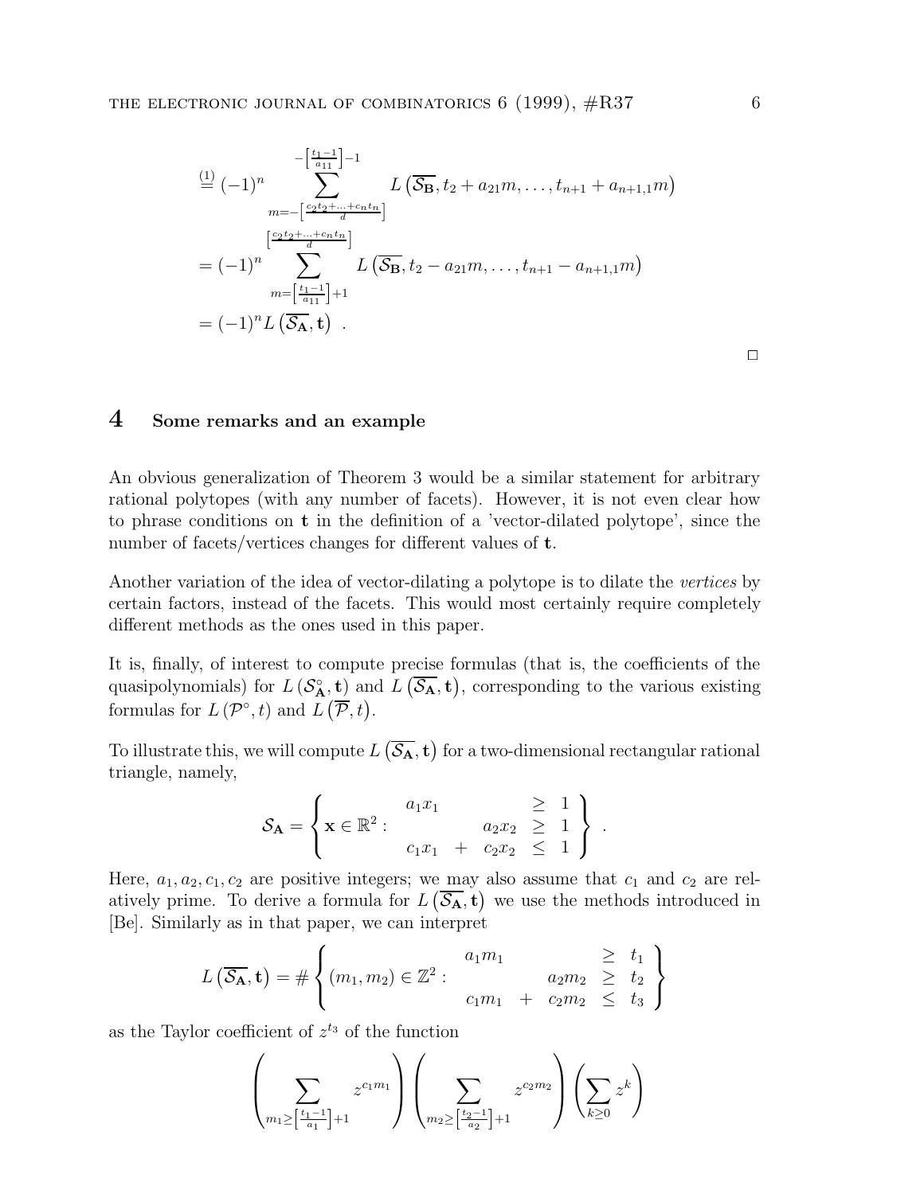$$
\begin{aligned}
&\overset{(1)}{=} (-1)^n \sum_{m=-\left[\frac{c_2t_2+\ldots+c_nt_n}{d}\right]}^{-\left[\frac{t_1-1}{a_{11}}\right]-1} L\left(\overline{\mathcal{S}_{\mathbf{B}}}, t_2 + a_{21}m, \ldots, t_{n+1} + a_{n+1,1}m\right) \\
&= (-1)^n \sum_{m=\left[\frac{t_1-1}{a_{11}}\right]+1}^{\left[\frac{c_2t_2+\ldots+c_nt_n}{d}\right]} L\left(\overline{\mathcal{S}_{\mathbf{B}}}, t_2 - a_{21}m, \ldots, t_{n+1} - a_{n+1,1}m\right) \\
&= (-1)^n L\left(\overline{\mathcal{S}_{\mathbf{A}}}, \mathbf{t}\right) \ .
\end{aligned}
$$

□

## 4 Some remarks and an example

An obvious generalization of Theorem 3 would be a similar statement for arbitrary rational polytopes (with any number of facets). However, it is not even clear how to phrase conditions on $\mathbf{t}$ in the definition of a 'vector-dilated polytope', since the number of facets/vertices changes for different values of $\mathbf{t}$.

Another variation of the idea of vector-dilating a polytope is to dilate the *vertices* by certain factors, instead of the facets. This would most certainly require completely different methods as the ones used in this paper.

It is, finally, of interest to compute precise formulas (that is, the coefficients of the quasipolynomials) for $L\left(\mathcal{S}_{\mathbf{A}}^{\circ}, \mathbf{t}\right)$ and $L\left(\overline{\mathcal{S}_{\mathbf{A}}}, \mathbf{t}\right)$, corresponding to the various existing formulas for $L\left(\mathcal{P}^{\circ}, t\right)$ and $L\left(\overline{\mathcal{P}}, t\right)$.

To illustrate this, we will compute $L\left(\overline{\mathcal{S}_{\mathbf{A}}}, \mathbf{t}\right)$ for a two-dimensional rectangular rational triangle, namely,

$$
\mathcal{S}_{\mathbf{A}} = \left\{ \mathbf{x} \in \mathbb{R}^2 : \begin{array}{ccccc} a_1x_1 & & & \geq & 1 \\ & & a_2x_2 & \geq & 1 \\ c_1x_1 & + & c_2x_2 & \leq & 1 \end{array} \right\} \ .
$$

Here, $a_1, a_2, c_1, c_2$ are positive integers; we may also assume that $c_1$ and $c_2$ are relatively prime. To derive a formula for $L\left(\overline{\mathcal{S}_{\mathbf{A}}}, \mathbf{t}\right)$ we use the methods introduced in [Be]. Similarly as in that paper, we can interpret

$$
L\left(\overline{\mathcal{S}_{\mathbf{A}}}, \mathbf{t}\right) = \# \left\{ (m_1, m_2) \in \mathbb{Z}^2 : \begin{array}{ccccc} a_1m_1 & & & \geq & t_1 \\ & & a_2m_2 & \geq & t_2 \\ c_1m_1 & + & c_2m_2 & \leq & t_3 \end{array} \right\}
$$

as the Taylor coefficient of $z^{t_3}$ of the function

$$
\left( \sum_{m_1 \geq \left[\frac{t_1-1}{a_1}\right]+1} z^{c_1m_1} \right) \left( \sum_{m_2 \geq \left[\frac{t_2-1}{a_2}\right]+1} z^{c_2m_2} \right) \left( \sum_{k \geq 0} z^k \right)
$$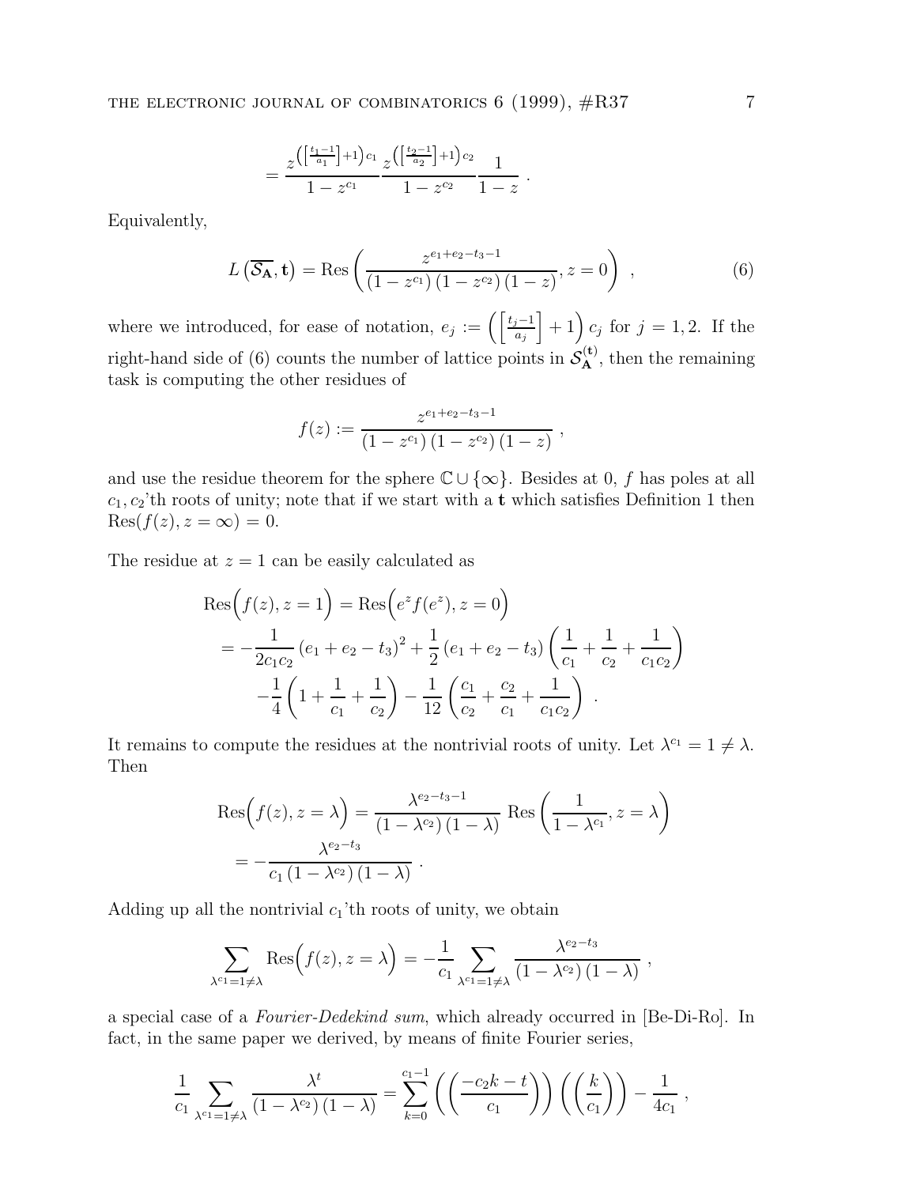$$= \frac{z^{\left(\left[\frac{t_1-1}{a_1}\right]+1\right)c_1}}{1-z^{c_1}} \frac{z^{\left(\left[\frac{t_2-1}{a_2}\right]+1\right)c_2}}{1-z^{c_2}} \frac{1}{1-z} \ .$$

Equivalently,

$$L\left(\overline{\mathcal{S}_{\mathbf{A}}}, \mathbf{t}\right) = \operatorname{Res}\left( \frac{z^{e_1+e_2-t_3-1}}{\left(1-z^{c_1}\right)\left(1-z^{c_2}\right)(1-z)}, z=0 \right) \ , \tag{6}$$

where we introduced, for ease of notation, $e_j := \left( \left[ \frac{t_j-1}{a_j} \right] + 1 \right) c_j$ for $j=1,2$. If the right-hand side of (6) counts the number of lattice points in $\mathcal{S}_{\mathbf{A}}^{(\mathbf{t})}$, then the remaining task is computing the other residues of

$$f(z) := \frac{z^{e_1+e_2-t_3-1}}{\left(1-z^{c_1}\right)\left(1-z^{c_2}\right)(1-z)} \ ,$$

and use the residue theorem for the sphere $\mathbb{C} \cup \{\infty\}$. Besides at 0, $f$ has poles at all $c_1, c_2$'th roots of unity; note that if we start with a $\mathbf{t}$ which satisfies Definition 1 then $\operatorname{Res}(f(z), z=\infty) = 0$.

The residue at $z=1$ can be easily calculated as

$$\begin{aligned}
\operatorname{Res}\Big(f(z), z=1\Big) &= \operatorname{Res}\Big(e^z f(e^z), z=0\Big) \\
&= -\frac{1}{2c_1c_2}\left(e_1+e_2-t_3\right)^2 + \frac{1}{2}\left(e_1+e_2-t_3\right)\left(\frac{1}{c_1}+\frac{1}{c_2}+\frac{1}{c_1c_2}\right) \\
&\quad -\frac{1}{4}\left(1+\frac{1}{c_1}+\frac{1}{c_2}\right) - \frac{1}{12}\left(\frac{c_1}{c_2}+\frac{c_2}{c_1}+\frac{1}{c_1c_2}\right) \ .
\end{aligned}$$

It remains to compute the residues at the nontrivial roots of unity. Let $\lambda^{c_1} = 1 \neq \lambda$. Then

$$\begin{aligned}
\operatorname{Res}\Big(f(z), z=\lambda\Big) &= \frac{\lambda^{e_2-t_3-1}}{\left(1-\lambda^{c_2}\right)(1-\lambda)} \operatorname{Res}\left(\frac{1}{1-\lambda^{c_1}}, z=\lambda\right) \\
&= -\frac{\lambda^{e_2-t_3}}{c_1\left(1-\lambda^{c_2}\right)(1-\lambda)} \ .
\end{aligned}$$

Adding up all the nontrivial $c_1$'th roots of unity, we obtain

$$\sum_{\lambda^{c_1}=1\neq\lambda} \operatorname{Res}\Big(f(z), z=\lambda\Big) = -\frac{1}{c_1} \sum_{\lambda^{c_1}=1\neq\lambda} \frac{\lambda^{e_2-t_3}}{\left(1-\lambda^{c_2}\right)(1-\lambda)} \ ,$$

a special case of a *Fourier-Dedekind sum*, which already occurred in [Be-Di-Ro]. In fact, in the same paper we derived, by means of finite Fourier series,

$$\frac{1}{c_1} \sum_{\lambda^{c_1}=1\neq\lambda} \frac{\lambda^t}{\left(1-\lambda^{c_2}\right)(1-\lambda)} = \sum_{k=0}^{c_1-1} \left(\left(\frac{-c_2k-t}{c_1}\right)\right)\left(\left(\frac{k}{c_1}\right)\right) - \frac{1}{4c_1} \ ,$$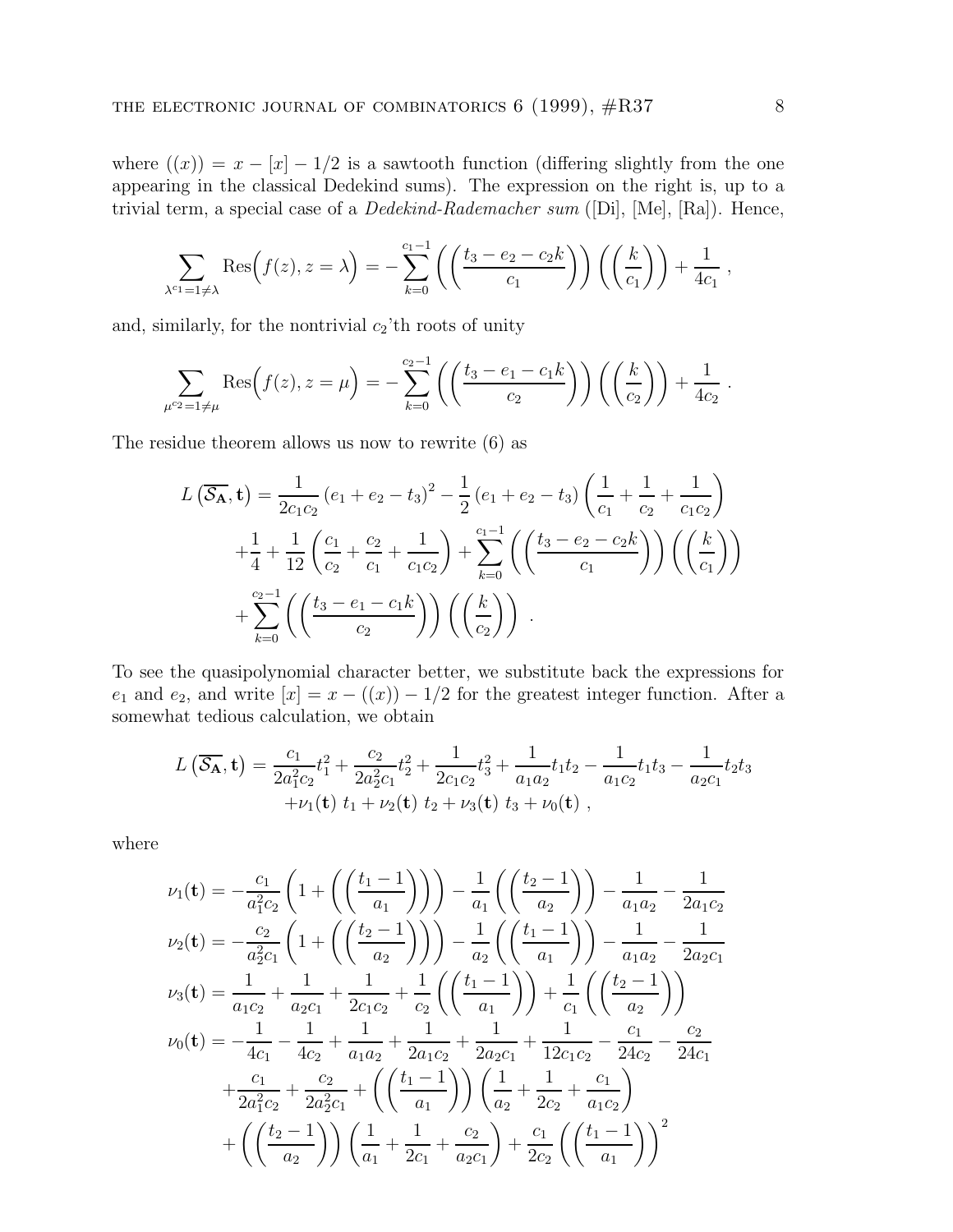where $((x)) = x - [x] - 1/2$ is a sawtooth function (differing slightly from the one appearing in the classical Dedekind sums). The expression on the right is, up to a trivial term, a special case of a *Dedekind-Rademacher sum* ([Di], [Me], [Ra]). Hence,

$$\sum_{\lambda^{c_1}=1\neq\lambda} \mathrm{Res}\Big(f(z), z = \lambda\Big) = -\sum_{k=0}^{c_1-1} \left(\left(\frac{t_3 - e_2 - c_2 k}{c_1}\right)\right) \left(\left(\frac{k}{c_1}\right)\right) + \frac{1}{4c_1} \ ,$$

and, similarly, for the nontrivial $c_2$'th roots of unity

$$\sum_{\mu^{c_2}=1\neq\mu} \mathrm{Res}\Big(f(z), z = \mu\Big) = -\sum_{k=0}^{c_2-1} \left(\left(\frac{t_3 - e_1 - c_1 k}{c_2}\right)\right) \left(\left(\frac{k}{c_2}\right)\right) + \frac{1}{4c_2} \ .$$

The residue theorem allows us now to rewrite (6) as

$$\begin{aligned}
L\left(\overline{\mathcal{S}_{\mathbf{A}}}, \mathbf{t}\right) &= \frac{1}{2c_1c_2}\left(e_1 + e_2 - t_3\right)^2 - \frac{1}{2}\left(e_1 + e_2 - t_3\right)\left(\frac{1}{c_1} + \frac{1}{c_2} + \frac{1}{c_1c_2}\right) \\
&+ \frac{1}{4} + \frac{1}{12}\left(\frac{c_1}{c_2} + \frac{c_2}{c_1} + \frac{1}{c_1c_2}\right) + \sum_{k=0}^{c_1-1}\left(\left(\frac{t_3 - e_2 - c_2k}{c_1}\right)\right)\left(\left(\frac{k}{c_1}\right)\right) \\
&+ \sum_{k=0}^{c_2-1}\left(\left(\frac{t_3 - e_1 - c_1k}{c_2}\right)\right)\left(\left(\frac{k}{c_2}\right)\right) \ .
\end{aligned}$$

To see the quasipolynomial character better, we substitute back the expressions for $e_1$ and $e_2$, and write $[x] = x - ((x)) - 1/2$ for the greatest integer function. After a somewhat tedious calculation, we obtain

$$\begin{aligned}
L\left(\overline{\mathcal{S}_{\mathbf{A}}}, \mathbf{t}\right) &= \frac{c_1}{2a_1^2c_2}t_1^2 + \frac{c_2}{2a_2^2c_1}t_2^2 + \frac{1}{2c_1c_2}t_3^2 + \frac{1}{a_1a_2}t_1t_2 - \frac{1}{a_1c_2}t_1t_3 - \frac{1}{a_2c_1}t_2t_3 \\
&+ \nu_1(\mathbf{t})\ t_1 + \nu_2(\mathbf{t})\ t_2 + \nu_3(\mathbf{t})\ t_3 + \nu_0(\mathbf{t}) \ ,
\end{aligned}$$

where

$$\begin{aligned}
\nu_1(\mathbf{t}) &= -\frac{c_1}{a_1^2c_2}\left(1 + \left(\left(\frac{t_1-1}{a_1}\right)\right)\right) - \frac{1}{a_1}\left(\left(\frac{t_2-1}{a_2}\right)\right) - \frac{1}{a_1a_2} - \frac{1}{2a_1c_2} \\
\nu_2(\mathbf{t}) &= -\frac{c_2}{a_2^2c_1}\left(1 + \left(\left(\frac{t_2-1}{a_2}\right)\right)\right) - \frac{1}{a_2}\left(\left(\frac{t_1-1}{a_1}\right)\right) - \frac{1}{a_1a_2} - \frac{1}{2a_2c_1} \\
\nu_3(\mathbf{t}) &= \frac{1}{a_1c_2} + \frac{1}{a_2c_1} + \frac{1}{2c_1c_2} + \frac{1}{c_2}\left(\left(\frac{t_1-1}{a_1}\right)\right) + \frac{1}{c_1}\left(\left(\frac{t_2-1}{a_2}\right)\right) \\
\nu_0(\mathbf{t}) &= -\frac{1}{4c_1} - \frac{1}{4c_2} + \frac{1}{a_1a_2} + \frac{1}{2a_1c_2} + \frac{1}{2a_2c_1} + \frac{1}{12c_1c_2} - \frac{c_1}{24c_2} - \frac{c_2}{24c_1} \\
&+ \frac{c_1}{2a_1^2c_2} + \frac{c_2}{2a_2^2c_1} + \left(\left(\frac{t_1-1}{a_1}\right)\right)\left(\frac{1}{a_2} + \frac{1}{2c_2} + \frac{c_1}{a_1c_2}\right) \\
&+ \left(\left(\frac{t_2-1}{a_2}\right)\right)\left(\frac{1}{a_1} + \frac{1}{2c_1} + \frac{c_2}{a_2c_1}\right) + \frac{c_1}{2c_2}\left(\left(\frac{t_1-1}{a_1}\right)\right)^2
\end{aligned}$$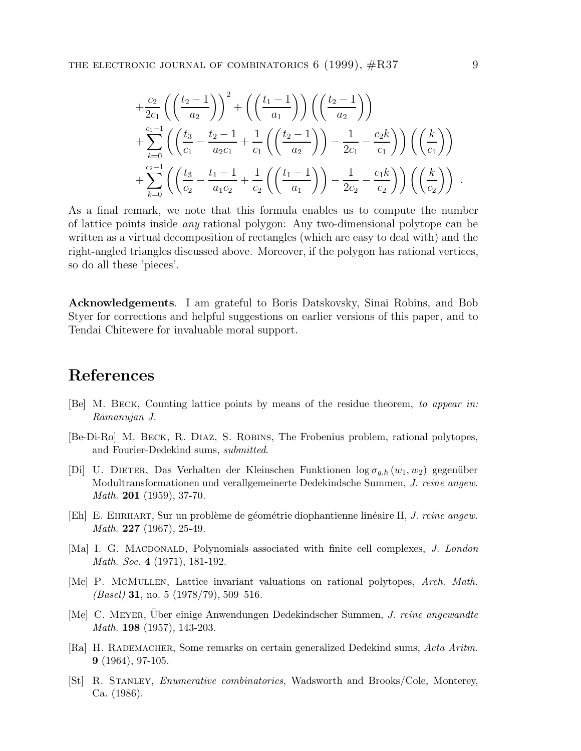$$
\begin{aligned}
&+\frac{c_2}{2c_1}\left(\left(\frac{t_2-1}{a_2}\right)\right)^2+\left(\left(\frac{t_1-1}{a_1}\right)\right)\left(\left(\frac{t_2-1}{a_2}\right)\right)\\
&+\sum_{k=0}^{c_1-1}\left(\left(\frac{t_3}{c_1}-\frac{t_2-1}{a_2c_1}+\frac{1}{c_1}\left(\left(\frac{t_2-1}{a_2}\right)\right)-\frac{1}{2c_1}-\frac{c_2k}{c_1}\right)\right)\left(\left(\frac{k}{c_1}\right)\right)\\
&+\sum_{k=0}^{c_2-1}\left(\left(\frac{t_3}{c_2}-\frac{t_1-1}{a_1c_2}+\frac{1}{c_2}\left(\left(\frac{t_1-1}{a_1}\right)\right)-\frac{1}{2c_2}-\frac{c_1k}{c_2}\right)\right)\left(\left(\frac{k}{c_2}\right)\right)\ .
\end{aligned}
$$

As a final remark, we note that this formula enables us to compute the number of lattice points inside *any* rational polygon: Any two-dimensional polytope can be written as a virtual decomposition of rectangles (which are easy to deal with) and the right-angled triangles discussed above. Moreover, if the polygon has rational vertices, so do all these 'pieces'.

**Acknowledgements**. I am grateful to Boris Datskovsky, Sinai Robins, and Bob Styer for corrections and helpful suggestions on earlier versions of this paper, and to Tendai Chitewere for invaluable moral support.

# References

[Be] M. Beck, Counting lattice points by means of the residue theorem, *to appear in: Ramanujan J.*

[Be-Di-Ro] M. Beck, R. Diaz, S. Robins, The Frobenius problem, rational polytopes, and Fourier-Dedekind sums, *submitted*.

[Di] U. Dieter, Das Verhalten der Kleinschen Funktionen $\log \sigma_{g,h}(w_1, w_2)$ gegenüber Modultransformationen und verallgemeinerte Dedekindsche Summen, *J. reine angew. Math.* **201** (1959), 37-70.

[Eh] E. Ehrhart, Sur un problème de géométrie diophantienne linéaire II, *J. reine angew. Math.* **227** (1967), 25-49.

[Ma] I. G. Macdonald, Polynomials associated with finite cell complexes, *J. London Math. Soc.* **4** (1971), 181-192.

[Mc] P. McMullen, Lattice invariant valuations on rational polytopes, *Arch. Math. (Basel)* **31**, no. 5 (1978/79), 509–516.

[Me] C. Meyer, Über einige Anwendungen Dedekindscher Summen, *J. reine angewandte Math.* **198** (1957), 143-203.

[Ra] H. Rademacher, Some remarks on certain generalized Dedekind sums, *Acta Aritm.* **9** (1964), 97-105.

[St] R. Stanley, *Enumerative combinatorics*, Wadsworth and Brooks/Cole, Monterey, Ca. (1986).